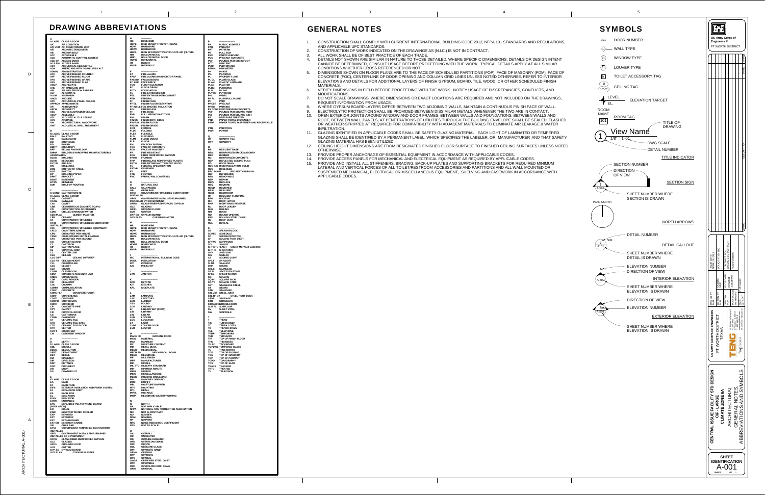# DRAWING ABBREVIATIONS

**A**
- A LABEL CLASS A DOOR
- A/C AIR CONDITION
- A/C UNIT AIR CONDITIONING UNIT
- A/E ARCHITECT/ENGINEER
- AB ANCHOR BOLT
- ACC ACCESSIBLE
- ACS AUTOMATIC CONTROL SYSTEM
- ACS DR ACCESS DOOR
- ACS PNL ACCESS PANEL
- ACT ACOUSTICAL CEILING TILE
- ADA AMERICANS WITH DISABILITIES ACT
- ADMIN ADMINISTRATION
- AFC ABOVE FINISHED COUNTER
- AFF ABOVE FINISHED FLOOR
- AFG ABOVE FINISHED GRADE
- AFG ABOVE FINISHED SLAB
- AGGR AGGREGATE
- AHU AIR HANDLING UNIT
- AIB AIR INFILTRATION BARRIER
- ALT ALTERNATE
- ALUM ALUMINUM
- ANOD ANODIZE
- APC ACOUSTICAL PANEL CEILING
- APPROX APPROXIMATE
- AR AS REQUIRED
- ARCH ARCHITECT
- ASC ABOVE SUSPENDED CEILING
- ASSY ASSEMBLY
- ATC ACOUSTICAL TILE CEILING
- AVG AVERAGE
- AW ARCHITECTURAL WOODWORK
- AWT ACOUSTICAL WALL TREATMENT

**B**
- B LABEL CLASS B DOOR
- BALC BALCONY
- BB BASEBOARD
- BC BOOKCASE
- BD BOARD
- BDRY BOUNDARY
- BFF BELOW FINISH FLOOR
- BHMA BUILDER'S HARDWARE MANUFACTURER'S ASSOCIATION
- BLDG BUILDING
- BLKG BLOCKING
- BLT IN BUILT-IN
- BN BULLNOSE
- BOS BOTTOM OF STEEL
- BOT BOTTOM
- BP BUILDING PAPER
- BRKT BRACKET
- BSMT BASEMENT
- BTWN BETWEEN
- BUR BUILT-UP ROOFING

**C**
- C CONC CAST CONCRETE
- C LABEL CLASS C DOOR
- CAB CABINET
- CATW CATWALK
- CAV CAVITY
- CBB CEMENTITIOUS (BACKER) BOARD
- CD CONSTRUCTION DOCUMENTS
- CDW CHILLED DRINKING WATER
- CEM PLAS CEMENT PLASTER
- CER CERAMIC
- CF CONTRACTOR FURNISHED
- CFCI CONTRACTOR FURNISHED/CONTRACTOR INSTALLED
- CFE CONTRACTOR FURNISHED EQUIPMENT
- CFLG COUNTERFLASHING
- CFM CUBIC FEET PER MINUTE
- CFMF COLD-FORMED METAL FRAMING
- CFS CUBIC FEET PER SECOND
- CG CORNER GUARD
- CI CAST IRON
- CIP CAST-IN-PLACE
- CJ CONTROL JOINT
- CL CENTER LINE
- CLG CEILING
- CLG DIFF CEILING DIFFUSER
- CLG HT CEILING HEIGHT
- CLL COLUMN LINE
- CLO CLOSET
- CLR COLOR
- CLRM CLASSROOM
- CMU CONCRETE MASONRY UNIT
- CNDS CONDENSATE
- CDR CARD READER
- CO CLEANOUT
- COL COLUMN
- COMM COMMUNICATION
- CONC CONCRETE
- CONC FLR CONCRETE FLOOR
- CONF CONFERENCE
- CONT CONTINUE
- COORD COORDINATE
- CORR CORRIDOR
- CP CONCRETE PIPE
- CPT CARPET
- CR CONTROL ROOM
- CS CAST STONE
- CSWK CASEWORK
- CT CERAMIC TILE
- CTB CERAMIC TILE BASE
- CTF CERAMIC TILE FLOOR
- CTR CENTER
- CU FT CUBIC FEET
- CW CASEMENT WINDOW

**D**
- D DEPTH
- D LABEL CLASS D DOOR
- DBL DOUBLE
- DEMO DEMOLITION
- DEPT DEPARTMENT
- DET DETAIL
- DIA DIAMETER
- DIR DIRECTION
- DIST DISTANCE
- DOC DOCUMENT
- DR DOOR
- DS DOWNSPOUT

**E**
- E LABEL CLASS E DOOR
- EA EACH
- EF EACH FACE
- EIFS EXTERIOR INSULATION AND FINISH SYSTEM
- EJ EXPANSION JOINT
- ES EACH SIDE
- EL ELEVATION
- ELEV ELEVATOR
- ENTR ENTRANCE
- EPS EXPANDED POLYSTYRENE BOARD (INSULATION)
- EQ EQUAL
- EWC ELECTRIC WATER COOLER
- EXP EXPOSED
- EXT EXTERIOR
- EXT EXTINGUISHER
- EXT GR EXTERIOR GRADE
- GB GRAB BAR
- GFCI GOVERNMENT FURNISHED CONTRACTOR INSTALLED
- GFGI GOVERNMENT INSTALLED FURNISHED INSTALLED BY GOVERNMENT
- GFRG GLASS-FIBER-REINFORCED GYPSUM
- GLZ GLAZING
- GR FL GROUND FLOOR
- GUT GUTTER
- GYP BD GYPSUM BOARD
- GYP PLAS GYPSUM PLASTER

**H**
- HB HOSE BIBB
- HDPE HIGH DENSITY POLYETHYLENE
- HDW HARDWARE
- HDWD HARDWOOD
- HEPA HIGH EFFICIENCY PARTICULATE AIR (FILTER)
- HM HOLLOW METAL
- HMD HOLLOW METAL DOOR
- HORIZ HORIZONTAL
- HT HEIGHT
- HYDR HYDRAULIC

**F**
- FA FIRE ALARM
- FAAP FIRE ALARM ANNUNCIATOR PANEL
- FAS BD FASCIA BOARD
- FC BRK FACE BRICK
- FCO FLOOR CLEANOUT
- FD FLOOR DRAIN
- FDTN FOUNDATION
- FE FIRE EXTINGUISHER
- FEC FIRE EXTINGUISHER CABINET
- FED FEDERAL
- FF FINISH FACE
- FF EL FINISH FLOOR ELEVATION
- FF INSUL FOIL BACKED INSULATION
- FGL FIBERGLASS
- FH FIRE HOSE
- FHP FULL HEIGHT PARTITION
- FIN FINISH
- FIN BS FINISH BOTH SIDES
- FIN FLR FINISH FLOOR
- FIN GR FINISH GRADE
- FIXT FIXTURE
- FLDG FOLDING
- FLEX FLEXIBLE
- FLG FLOORING
- FLMT FLUSH MOUNT
- FLR FLOOR
- FM FACTORY MUTUAL
- FOC FACE OF CONCRETE
- FOM FACE OF MASONRY
- FR FIRE RESISTANT
- FRG FIBER REINFORCED GYPSUM
- FRMG FRAMING
- FRP FIBERGLASS REINFORCED PLASTIC
- FRTW FIRE RETARDANT TREATED WOOD
- FS FEDERAL SPECIFICATION
- FSTNR FASTENER
- FT FEET
- FTG FOOTING
- FWC FABRIC WALLCOVERING

**G**
- G NATURAL GAS
- GALV GALVANIZED
- GB GRAB BAR
- GFCI GOVERNMENT FURNISHED CONTRACTOR INSTALLED
- GFGI GOVERNMENT INSTALLED FURNISHED INSTALLED BY GOVERNMENT
- GFRG GLASS-FIBER-REINFORCED GYPSUM
- GLZ GLAZING
- GR FL GROUND FLOOR
- GUT GUTTER
- GYP BD GYPSUM BOARD
- GYP PLAS GYPSUM PLASTER

**H**
- HB HOSE BIBB
- HDPE HIGH DENSITY POLYETHYLENE
- HDW HARDWARE
- HDWD HARDWOOD
- HEPA HIGH EFFICIENCY PARTICULATE AIR (FILTER)
- HM HOLLOW METAL
- HMD HOLLOW METAL DOOR
- HORIZ HORIZONTAL
- HT HEIGHT
- HYDR HYDRAULIC

**I**
- IBC INTERNATIONAL BUILDING CODE
- INSUL INSULATION
- INT INTERIOR
- ILO IN LIEU OF

**J**
- JAN JANITOR

**K**
- KPD KEYPAD
- KIT KITCHEN
- KPL KICKPLATE

**L**
- LAM LAMINATE
- LAV LAVATORY
- LBR LUMBER
- LBS POUND
- LDG LANDING
- LF LINEAR FEET (FOOT)
- LIB LIBRARY
- LIN LINEAR
- LKR LOCKER
- LOC LOCATION
- LT LIGHT
- LVDR LOUVER DOOR
- LVR LOUVER

**M**
- MACH RM MACHINE ROOM
- MATL MATERIAL
- MAX MAXIMUM
- MC MOISTURE CONTENT
- MD METAL DECK
- MECH MECHANICAL
- MECH RM MECHANICAL ROOM
- MEMB MEMBRANE
- MF MILL FINISH
- MFR MANUFACTURER
- MID MIDDLE
- MIL STD MILITARY STANDARD
- MIN MINIMUM, MINUTE
- MIRR MIRROR
- MISC MISCELLANEOUS
- MLDG MOLDING (MOULDING)
- MO MASONRY OPENING
- MOD MODIFY
- MR MOISTURE RESISTANT
- MB MOISTURE BARRIER
- MTG MOUNTING
- MTL METAL
- MVBL MOVABLE
- MWP MEMBRANE WATERPROOFING

**N**
- N NORTH
- NA NOT APPLICABLE
- NFPA NATIONAL FIRE PROTECTION ASSOCIATION
- NIC NOT IN CONTRACT
- NO NUMBER
- NOM NOMINAL
- NP NO PAINT
- NRC NOISE REDUCTION COEFFICIENT
- NTS NOT TO SCALE

**O**
- OA OVERALL
- OC ON CENTER
- OD OUTSIDE DIAMETER
- OFD OVERFLOW DRAIN
- OFF OFFICE
- OGL OBSCURE GLASS
- OPH OPPOSITE HAND
- OPNG OPENING
- OPP OPPOSITE
- OPQ OPAQUE
- OWSJ OPEN WEB STEEL JOIST
- OPR OPERABLE
- ORD OVERFLOW ROOF DRAIN
- ORIG ORIGINAL

**P**
- PA PUBLIC ADDRESS
- PAR PARAPET
- PAT PATTERN
- PB PULL BOX
- PBD PARTICLEBOARD
- PCC PRECAST CONCRETE
- PCF POUNDS PER CUBIC FOOT
- PCT PERCENT
- PERF PERFORATED
- PERIM PERIMETER
- PH PHASE
- PL PLASTER
- PL PROPERTY LINE
- PL GL PLATE GLASS
- PLAM PLASTIC LAMINATE
- PLAS PLASTER
- PLBG PLUMBING
- PLG PILING
- PLYWD PLYWOOD
- PNL PANEL
- PP PL PUSH/PULL PLATE
- PR PAIR
- PRCST PRECAST
- PRKG PARKING
- PS CONC PRESTRESSED CONCRETE
- PSF POUNDS PER SQUARE FOOT
- PSI POUNDS PER SQUARE INCH
- PT PRESSURE TREATED
- PTD PAPER TOWEL DISPENSER
- PTDR PAPER TOWEL DISPENSER AND RECEPTACLE
- PTN PARTITION
- PWR POWER

**Q**
- QT QUARRY TILE
- QTY QUANTITY

**R**
- RB RESILIENT BASE
- RBM REINFORCED BRICK MASONRY
- RBR RUBBER
- RC REINFORCED CONCRETE
- RCP REFLECTED CEILING PLAN
- RD ROOF DRAIN
- RDG INS RIGID INSULATION, SOLID
- REC RECESSED
- REC ROOM RECREATION ROOM
- REF REFERENCE
- REM REMOVABLE
- REP REPAIR
- REPL REPLACE
- REQ REQUIRE
- REQD REQUIRED
- RESIL RESILIENT
- REST RESTROOM
- RF RESILIENT FLOORING
- RFG ROOFING
- RH ROOF HATCH
- RHR RIGHT HAND REVERSE
- RL ROOF LEADER
- RLG RAILING
- RM ROOM
- RO ROUGH OPENING
- RSD ROLLING STEEL DOOR
- RV ROOF VENT
- RVL REVEAL

**S**
- SB SPLASH BLOCK
- SCHED SCHEDULE
- SD SMOKE DETECTOR
- SF SQUARE FOOT (FEET)
- SFTWD SOFTWOOD
- SGL SINGLE
- SHT MTL FLASH SHEET METAL (FLASHING)
- SHTHG SHEATHING
- SHV SHELVING
- SIM SIMILAR
- SJ SCORED JOINT
- SKLT SKYLIGHT
- SLNT SEALANT
- SMK SMOKE
- SMLS SEAMLESS
- SP EL SPOT ELEVATION
- SPEC SPECIFICATION
- SQ SQUARE
- SQ IN SQUARE INCH
- SQ YD SQUARE YARD
- SST STAINLESS STEEL
- ST STAIRS
- STD STANDARD
- STL JST STEEL JOIST
- STL RF DK STEEL ROOF DECK
- STOR STORAGE
- STR STRINGERS
- STRSHNR STRESSHORN
- SUB FL SUBFLOOR
- SV SHEET VINYL
- SW SIDEWALK

**T**
- T TREAD
- T/S TUB/SHOWER
- TC TERRA COTTA
- TD TRENCH DRAIN
- TEL TELEPHONE
- TEMP TEMPORARY
- TER TERRAZZO
- TFF TOP OF FINISH FLOOR
- THK THICKNESS
- TK BD TACKBOARD
- TMPD GL TEMPERED GLASS
- TN TRUE NORTH
- TOF TOP OF FOOTING
- TOM TOP OF MASONRY
- TOP TOP OF PARAPET
- TOPO TOPOGRAPHY
- TOS TOP OF SLAB
- TRANS TRANSOM
- TRTD TREATED
- TV TELEVISION

# GENERAL NOTES

1. CONSTRUCTION SHALL COMPLY WITH CURRENT INTERNATIONAL BUILDING CODE 2012, NFPA 101 STANDARDS AND REGULATIONS, AND APPLICABLE UFC STANDARDS.
2. CONSTRUCTION OF WORK INDICATED ON THE DRAWINGS AS (N.I.C.) IS NOT IN CONTRACT.
3. ALL WORK SHALL BE OF BEST PRACTICE OF EACH TRADE.
4. DETAILS NOT SHOWN ARE SIMILAR IN NATURE TO THOSE DETAILED. WHERE SPECIFIC DIMENSIONS, DETAILS OR DESIGN INTENT CANNOT BE DETERMINED, CONSULT USACE BEFORE PROCEEDING WITH THE WORK. TYPICAL DETAILS APPLY AT ALL SIMILAR CONDITIONS WHETHER CROSS REFERENCED OR NOT.
5. DIMENSIONS SHOWN ON FLOOR PLANS ARE TO THE FACE OF SCHEDULED PARTITIONS (FOP), FACE OF MASONRY (FOM), FACE OF CONCRETE (FOC), CENTER-LINE OF DOOR OPENING AND COLUMN GRID LINES UNLESS NOTED OTHERWISE. REFER TO INTERIOR ELEVATIONS AND DETAILS FOR ADDITIONAL LAYERS OF FINISH GYPSUM, BOARD, TILE, WOOD, OR OTHER SCHEDULED FINISH MATERIALS.
6. VERIFY DIMENSIONS IN FIELD BEFORE PROCEEDING WITH THE WORK. NOTIFY USACE OF DISCREPANCIES, CONFLICTS, AND MODIFICATIONS.
7. DO NOT SCALE DRAWINGS. WHERE DIMENSIONS OR EXACT LOCATIONS ARE REQUIRED AND NOT INCLUDED ON THE DRAWINGS, REQUEST INFORMATION FROM USACE.
8. WHERE GYPSUM BOARD LAYERS DIFFER BETWEEN TWO ADJOINING WALLS, MAINTAIN A CONTINUOUS FINISH FACE OF WALL.
9. ELECTROLYTIC PROTECTION SHALL BE PROVIDED BETWEEN DISSIMILAR METALS WHENEVER THE TWO ARE IN CONTACT.
10. OPEN EXTERIOR JOINTS AROUND WINDOW AND DOOR FRAMES, BETWEEN WALLS AND FOUNDATIONS, BETWEEN WALLS AND ROOF, BETWEEN WALL PANELS, AT PENETRATIONS OF UTILITIES THROUGH THE BUILDING ENVELOPE SHALL BE SEALED, FLASHED OR WEATHER-STRIPPED AT REQUIRED FOR COMPATIBILITY WITH ADJACENT MATERIALS TO ELIMINATE AIR LEAKAGE & WATER INFILTRATION.
11. GLAZING IDENTIFIED IN APPLICABLE CODES SHALL BE SAFETY GLAZING MATERIAL. EACH LIGHT OF LAMINATED OR TEMPERED GLAZING SHALL BE IDENTIFIED BY A PERMANENT LABEL, WHICH SPECIFIES THE LABELER, OR MANUFACTURER AND THAT SAFETY GLAZING MATERIAL HAS BEEN UTILIZED.
12. CEILING HEIGHT DIMENSIONS ARE FROM DESIGNATED FINISHED FLOOR SURFACE TO FINISHED CEILING SURFACES UNLESS NOTED OTHERWISE.
13. PROVIDE PROPER ANCHORAGE OF ESSENTIAL EQUIPMENT IN ACCORDANCE WITH APPLICABLE CODES.
14. PROVIDE ACCESS PANELS FOR MECHANICAL AND ELECTRICAL EQUIPMENT AS REQUIRED BY APPLICABLE CODES.
15. PROVIDE AND INSTALL ALL STIFFENERS, BRACING, BACK-UP PLATES AND SUPPORTING BRACKETS FOR REQUIRED MINIMUM LATERAL AND VERTICAL FORCES OF ALL TOILET/RESTROOM ACCESSORIES AND PARTITIONS AND ALL WALL MOUNTED OR SUSPENDED MECHANICAL, ELECTRICAL OR MISCELLANEOUS EQUIPMENT, SHELVING AND CASEWORK IN ACCORDANCE WITH APPLICABLE CODES.

# SYMBOLS

- 101 — DOOR NUMBER
- WALL TYPE
- WINDOW TYPE
- LOUVER TYPE
- TOILET ACCESSORY TAG
- CEILING TAG (10'-0")
- LEVEL EL. — ELEVATION TARGET
- ROOM NAME 101 — ROOM TAG
- View Name, 1/8" = 1'-0" — TITLE OF DRAWING; DWG SCALE; DETAIL NUMBER — TITLE INDICATOR
- SECTION NUMBER; DIRECTION OF VIEW; SHEET NUMBER WHERE SECTION IS DRAWN (A-501) — SECTION SIGN
- PLAN NORTH — NORTH ARROWS
- DETAIL NUMBER; SHEET NUMBER WHERE DETAIL IS DRAWN (SIM, A101) — DETAIL CALLOUT
- ELEVATION NUMBER; DIRECTION OF VIEW; SHEET NUMBER WHERE ELEVATION IS DRAWN (A-402) — INTERIOR ELEVATION
- DIRECTION OF VIEW; ELEVATION NUMBER; SHEET NUMBER WHERE ELEVATION IS DRAWN (A-501) — EXTERIOR ELEVATION

US Army Corps of Engineers®
FT WORTH DISTRICT

US ARMY CORPS OF ENGINEERS
FT WORTH DISTRICT
TEXAS

CENTRAL ISSUE FACILITY STD DESIGN
CIF - LARGE
CLIMATE ZONE 6A
ARCHITECTURAL
GENERAL NOTES, ABBREVIATIONS AND SYMBOLS

SHEET IDENTIFICATION
A-001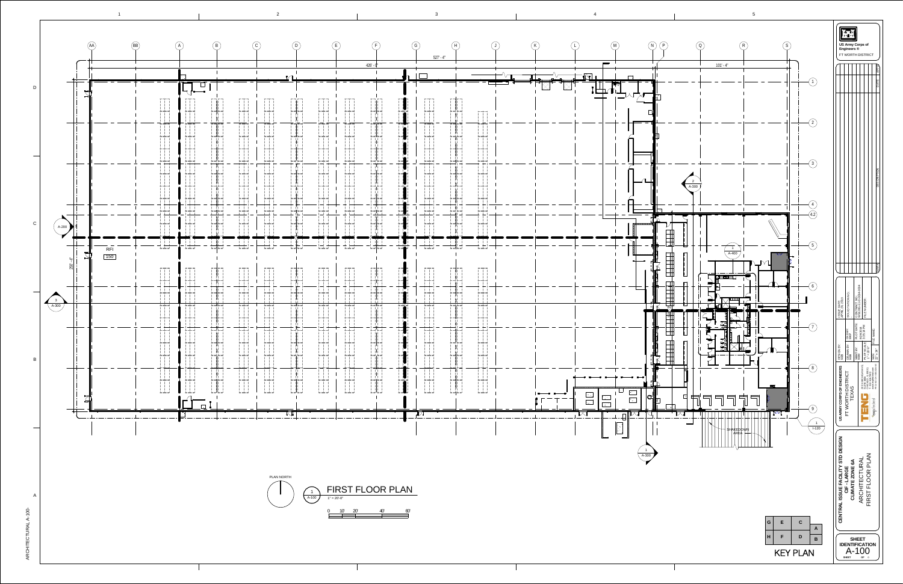# FIRST FLOOR PLAN

1 / A-100 — FIRST FLOOR PLAN
1" = 20'-0"

PLAN NORTH

0 10' 20' 40' 80'

Grid lines: AA, BB, A, B, C, D, E, F, G, H, J, K, L, M, N, P, Q, R, S

Grid lines: 1, 2, 3, 4, 4.2, 5, 6, 7, 8, 9

Dimensions: 426' - 0"; 527' - 4"; 101' - 4"; 250' - 4"

RFI 150

SHAKEDOWN AREA

Section/elevation references: A-200; 3 / A-300; 2 / A-300; 1 / A-300; 1 / A-400; 1 / I-120

KEY PLAN

| G | E | C | |
|---|---|---|---|
| | | | A |
| H | F | D | B |

US Army Corps of Engineers ® FT WORTH DISTRICT

| MARK | DATE | DESCRIPTION | APPR |
|---|---|---|---|

US ARMY CORPS OF ENGINEERS
FT WORTH DISTRICT
TEXAS

TENG

| DESIGN BY: | DRAWN BY: | CHECKED BY: | PLOT SCALE: | ISSUE DATE: | SOLICITATION NO.: |
|---|---|---|---|---|---|
| SIZE: | PLOT DATE: | CONTRACT NO.: | FILE NAME: | FILE NUMBER: | |

CENTRAL ISSUE FACILITY STD DESIGN
CIF - LARGE
CLIMATE ZONE 6A
ARCHITECTURAL
FIRST FLOOR PLAN

SHEET IDENTIFICATION
A-100

ARCHITECTURAL A-100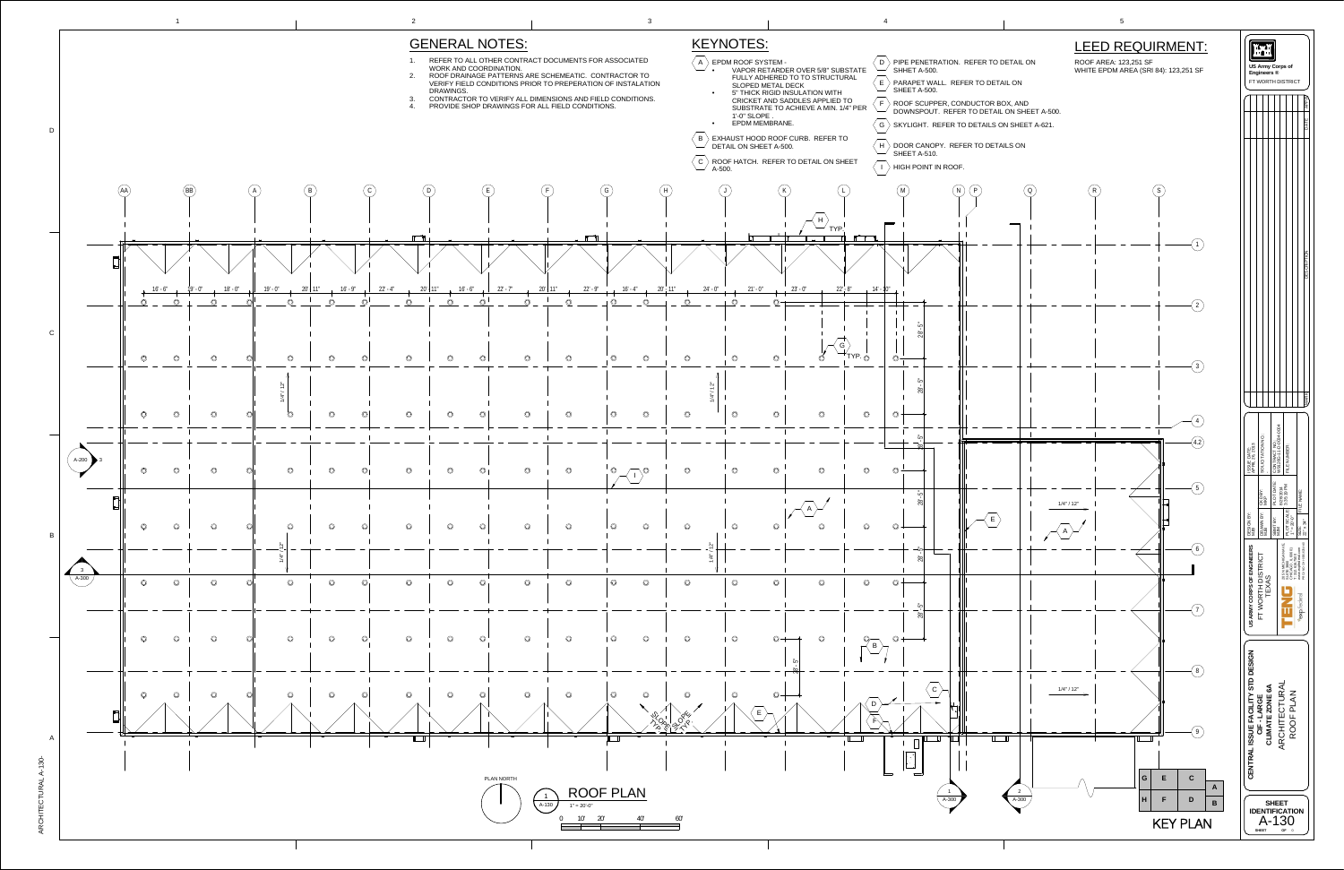## GENERAL NOTES:

1. REFER TO ALL OTHER CONTRACT DOCUMENTS FOR ASSOCIATED WORK AND COORDINATION.
2. ROOF DRAINAGE PATTERNS ARE SCHEMEATIC. CONTRACTOR TO VERIFY FIELD CONDITIONS PRIOR TO PREPERATION OF INSTALATION DRAWINGS.
3. CONTRACTOR TO VERIFY ALL DIMENSIONS AND FIELD CONDITIONS.
4. PROVIDE SHOP DRAWINGS FOR ALL FIELD CONDITIONS.

## KEYNOTES:

- A — EPDM ROOF SYSTEM -
  - VAPOR RETARDER OVER 5/8" SUBSTATE FULLY ADHERED TO TO STRUCTURAL SLOPED METAL DECK
  - 5" THICK RIGID INSULATION WITH CRICKET AND SADDLES APPLIED TO SUBSTRATE TO ACHIEVE A MIN. 1/4" PER 1'-0" SLOPE .
  - EPDM MEMBRANE.
- B — EXHAUST HOOD ROOF CURB. REFER TO DETAIL ON SHEET A-500.
- C — ROOF HATCH. REFER TO DETAIL ON SHEET A-500.
- D — PIPE PENETRATION. REFER TO DETAIL ON SHHET A-500.
- E — PARAPET WALL. REFER TO DETAIL ON SHEET A-500.
- F — ROOF SCUPPER, CONDUCTOR BOX, AND DOWNSPOUT. REFER TO DETAIL ON SHEET A-500.
- G — SKYLIGHT. REFER TO DETAILS ON SHEET A-621.
- H — DOOR CANOPY. REFER TO DETAILS ON SHEET A-510.
- I — HIGH POINT IN ROOF.

## LEED REQUIRMENT:

ROOF AREA: 123,251 SF
WHITE EPDM AREA (SRI 84): 123,251 SF

1 / A-130 — ROOF PLAN
1" = 20'-0"

PLAN NORTH

KEY PLAN

US Army Corps of Engineers ®
FT WORTH DISTRICT

US ARMY CORPS OF ENGINEERS
FT WORTH DISTRICT
TEXAS

CENTRAL ISSUE FACILITY STD DESIGN
CIF - LARGE
CLIMATE ZONE 6A
ARCHITECTURAL
ROOF PLAN

SHEET IDENTIFICATION
A-130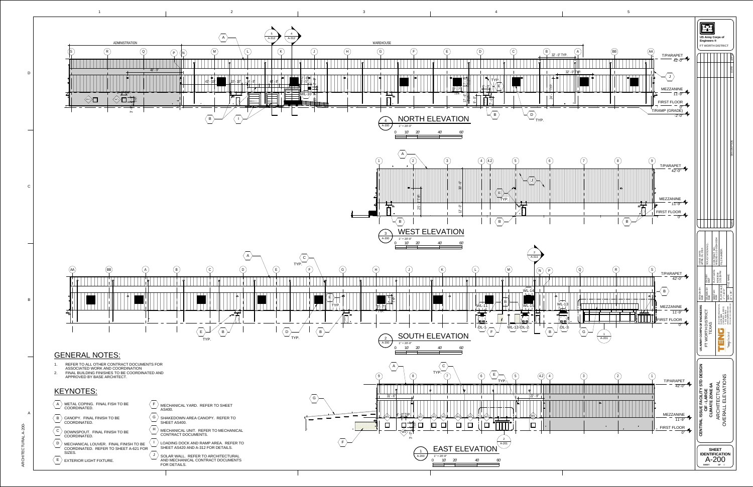## NORTH ELEVATION
4 / A-200 — 1" = 20'-0"

## WEST ELEVATION
3 / A-200 — 1" = 20'-0"

## SOUTH ELEVATION
2 / A-200 — 1" = 20'-0"

## EAST ELEVATION
1 / A-200 — 1" = 20'-0"

T/PARAPET 42'-0"
MEZZANINE 11'-9"
FIRST FLOOR 0"
T/RAMP (GRADE) -2'-0"

## GENERAL NOTES:

1. REFER TO ALL OTHER CONTRACT DOCUMENTS FOR ASSOCIATED WORK AND COORDINATION
2. FINAL BUILDING FINISHES TO BE COORDINATED AND APPROVED BY BASE ARCHITECT.

## KEYNOTES:

- A — METAL COPING. FINAL FISH TO BE COORDINATED.
- B — CANOPY. FINAL FINISH TO BE COORDINATED.
- C — DOWNSPOUT. FINAL FINISH TO BE COORDINATED.
- D — MECHANICAL LOUVER. FINAL FINISH TO BE COORDINATED. REFER TO SHEET A-621 FOR SIZES.
- E — EXTERIOR LIGHT FIXTURE.
- F — MECHANICAL YARD. REFER TO SHEET AS400.
- G — SHAKEDOWN AREA CANOPY. REFER TO SHEET AS400.
- H — MECHANICAL UNIT. REFER TO MECHANICAL CONTRACT DOCUMENTS.
- I — LOADING DOCK AND RAMP AREA. REFER TO SHEET AS420 AND A-312 FOR DETAILS.
- J — SOLAR WALL. REFER TO ARCHITECTURAL AND MECHANICAL CONTRACT DOCUMENTS FOR DETAILS.

US Army Corps of Engineers
FT WORTH DISTRICT

US ARMY CORPS OF ENGINEERS
FT WORTH DISTRICT
TEXAS

CENTRAL ISSUE FACILITY STD DESIGN
CIF - LARGE
CLIMATE ZONE 6A
ARCHITECTURAL
OVERALL ELEVATIONS

SHEET IDENTIFICATION
A-200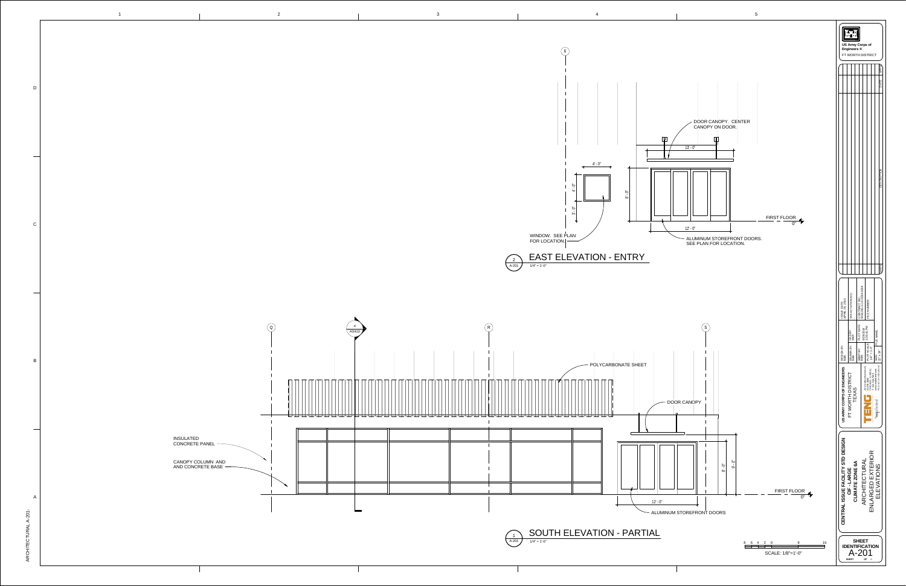## EAST ELEVATION - ENTRY

2 / A-201 — 1/4" = 1'-0"

- DOOR CANOPY. CENTER CANOPY ON DOOR.
- 13' - 0"
- 4' - 0"
- 4' - 0"
- 3' - 0"
- 8' - 0"
- 12' - 0"
- FIRST FLOOR 0"
- WINDOW. SEE PLAN FOR LOCATION.
- ALUMINUM STOREFRONT DOORS. SEE PLAN FOR LOCATION.

## SOUTH ELEVATION - PARTIAL

1 / A-201 — 1/4" = 1'-0"

- Q
- 4 / AS410
- R
- S
- POLYCARBONATE SHEET
- DOOR CANOPY
- INSULATED CONCRETE PANEL
- CANOPY COLUMN AND AND CONCRETE BASE
- 9' - 0"
- 8' - 0"
- 12' - 0"
- FIRST FLOOR 0"
- ALUMINUM STOREFRONT DOORS

SCALE: 1/8"=1'-0"

---

**US Army Corps of Engineers®**
FT WORTH DISTRICT

US ARMY CORPS OF ENGINEERS
FT WORTH DISTRICT
TEXAS

**CENTRAL ISSUE FACILITY STD DESIGN**
**CIF - LARGE**
**CLIMATE ZONE 6A**
ARCHITECTURAL
ENLARGED EXTERIOR
ELEVATIONS

**SHEET IDENTIFICATION**
A-201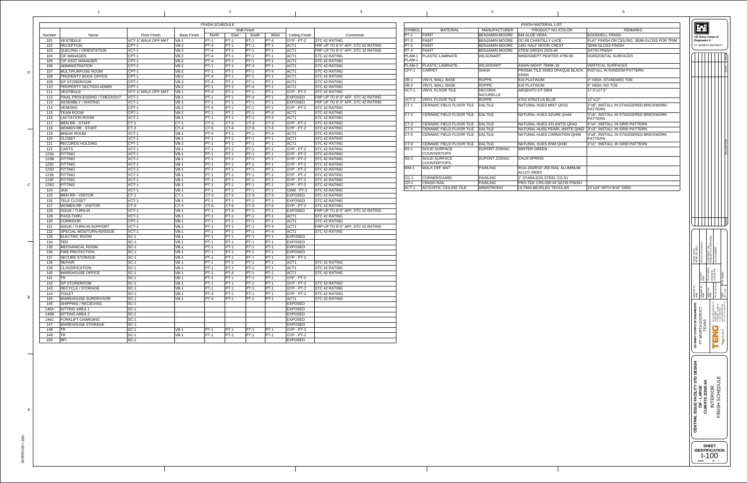## FINISH SCHEDULE

| Number | Name | Floor Finish | Base Finish | Wall Finish North | Wall Finish East | Wall Finish South | Wall Finish West | Ceiling Finish | Comments |
|---|---|---|---|---|---|---|---|---|---|
| 101 | VESTIBULE | VCT-1/ WALK OFF MAT | VB-1 | PT-1 | PT-1 | PT-1 | PT-4 | GYP - PT-2 | STC 42 RATING |
| 102 | RECEPTION | CPT-1 | VB-2 | PT-4 | PT-1 | PT-1 | PT-1 | ACT1 | FRP UP TO 8'-0" AFF, STC 42 RATING |
| 103 | QUEUING / ORIENTATION | VCT-1 | VB-2 | PT-4 | PT-1 | PT-1 | PT-1 | ACT1 | FRP UP TO 8'-0" AFF, STC 42 RATING |
| 104 | CIF MANAGER | CPT-1 | VB-2 | PT-4 | PT-1 | PT-1 | PT-1 | ACT1 | STC 42 RATING |
| 105 | CIF ASST MANAGER | CPT-1 | VB-2 | PT-4 | PT-1 | PT-1 | PT-1 | ACT1 | STC 42 RATING |
| 106 | ADMINISTRATION | CPT-1 | VB-2 | PT-1 | PT-1 | PT-4 | PT-1 | ACT1 | STC 42 RATING |
| 107 | MULTIPURPOSE ROOM | CPT-1 | VB-2 | PT-1 | PT-1 | PT-1 | PT-4 | ACT1 | STC 42 RATING |
| 108 | PROPERTY BOOK OFFICE | CPT-1 | VB-2 | PT-4 | PT-1 | PT-1 | PT-1 | ACT1 | STC 42 RATING |
| 109 | GP STOREROOM | CPT-1 | VB-2 | PT-4 | PT-1 | PT-1 | PT-1 | ACT1 | STC 42 RATING |
| 110 | PROPERTY SECTION ADMIN | CPT-1 | VB-2 | PT-1 | PT-1 | PT-4 | PT-1 | ACT1 | STC 42 RATING |
| 111 | VESTIBULE | VCT-1/ WALK OFF MAT | VB-1 | PT-4 | PT-1 | PT-1 | PT-1 | GYP - PT-2 | STC 42 RATING |
| 112 | FINAL PROCESSING / CHECKOUT | VCT-1 | VB-1 | PT-1 | PT-1 | PT-4 | PT-1 | EXPOSED | FRP UP TO 8'-0" AFF, STC 42 RATING |
| 113 | ASSEMBLY / WAITING | VCT-1 | VB-1 | PT-1 | PT-1 | PT-1 | PT-1 | EXPOSED | FRP UP TO 8'-0" AFF, STC 42 RATING |
| 114 | VENDING | CPT-1 | VB-2 | PT-4 | PT-1 | PT-1 | PT-1 | GYP - PT-2 | STC 42 RATING |
| 115 | TEAM ROOM | CPT-1 | VB-2 | PT-1 | PT-1 | PT-1 | PT-4 | ACT1 | STC 42 RATING |
| 116 | LACTATION ROOM | VCT-1 | VB-1 | PT-1 | PT-1 | PT-1 | PT-4 | ACT1 | STC 42 RATING |
| 117 | MEN RR - STAFF | CT-1 | CT-1 | CT-3 | CT-2 | CT-3 | CT-3 | GYP - PT-2 | STC 42 RATING |
| 118 | WOMEN RR - STAFF | CT-2 | CT-4 | CT-5 | CT-6 | CT-5 | CT-5 | GYP - PT-2 | STC 42 RATING |
| 119 | BREAK ROOM | VCT-1 | VB-1 | PT-4 | PT-1 | PT-1 | PT-4 | ACT1 | STC 42 RATING |
| 120 | CLOSET | VCT-1 | VB-1 | PT-1 | PT-1 | PT-1 | PT-1 | ACT1 | STC 42 RATING |
| 121 | RECORDS HOLDING | CPT-1 | VB-2 | PT-1 | PT-1 | PT-1 | PT-1 | ACT1 | STC 42 RATING |
| 122 | CARTS | VCT-1 | VB-1 | PT-1 | PT-1 | PT-1 | PT-1 | GYP - PT-2 | STC 42 RATING |
| 123A | FITTING | VCT-1 | VB-1 | PT-1 | PT-1 | PT-1 | PT-1 | GYP - PT-2 | STC 42 RATING |
| 123B | FITTING | VCT-1 | VB-1 | PT-1 | PT-1 | PT-1 | PT-1 | GYP - PT-2 | STC 42 RATING |
| 123C | FITTING | VCT-1 | VB-1 | PT-1 | PT-1 | PT-1 | PT-1 | GYP - PT-2 | STC 42 RATING |
| 123D | FITTING | VCT-1 | VB-1 | PT-1 | PT-1 | PT-1 | PT-1 | GYP - PT-2 | STC 42 RATING |
| 123E | FITTING | VCT-1 | VB-1 | PT-1 | PT-1 | PT-1 | PT-1 | GYP - PT-2 | STC 42 RATING |
| 123F | FITTING | VCT-1 | VB-1 | PT-1 | PT-1 | PT-1 | PT-1 | GYP - PT-2 | STC 42 RATING |
| 123G | FITTING | VCT-1 | VB-1 | PT-1 | PT-1 | PT-1 | PT-1 | GYP - PT-2 | STC 42 RATING |
| 124 | JAN | VCT-1 | VB-1 | PT-1 | PT-1 | PT-1 | PT-1 | GWB - PT-2 | STC 42 RATING |
| 125 | MEN RR - VISITOR | CT-1 | CT-1 | CT-3 | CT-2 | CT-3 | CT-3 | EXPOSED | STC 42 RATING |
| 126 | TELE CLOSET | VCT-1 | VB-1 | PT-1 | PT-1 | PT-1 | PT-1 | EXPOSED | STC 42 RATING |
| 127 | WOMEN RR - VISITOR | CT-4 | CT-4 | CT-5 | CT-6 | CT-5 | CT-5 | GYP - PT-2 | STC 42 RATING |
| 128 | ISSUE / TURN-IN | VCT-1 | VB-1 | PT-1 | PT-4 | PT-1 | PT-1 | EXPOSED | FRP UP TO 8'-0" AFF, STC 42 RATING |
| 129 | PASS-THRU | VCT-1 | VB-1 | PT-1 | PT-1 | PT-1 | PT-1 | ACT1 | STC 42 RATING |
| 130 | CORRIDOR | CPT-1 | VB-1 | PT-1 | PT-1 | PT-1 | PT-1 | ACT1 | STC 42 RATING |
| 131 | ISSUE / TURN-IN SUPPORT | VCT-1 | VB-1 | PT-1 | PT-1 | PT-1 | PT-4 | ACT1 | FRP UP TO 8'-0" AFF, STC 42 RATING |
| 132 | SPECIAL MOS/TURN-IN/ISSUE | VCT-1 | VB-1 | PT-1 | PT-1 | PT-1 | PT-4 | ACT1 | STC 42 RATING |
| 133 | ELECTRIC ROOM | SC-1 | VB-1 | PT-1 | PT-1 | PT-1 | PT-1 | EXPOSED | |
| 134 | TER | SC-1 | VB-1 | PT-1 | PT-1 | PT-1 | PT-1 | EXPOSED | |
| 135 | MECHANICAL ROOM | SC-1 | VB-1 | PT-1 | PT-1 | PT-1 | PT-1 | EXPOSED | |
| 136 | FIRE PROTECTION | SC-1 | VB-1 | PT-1 | PT-1 | PT-1 | PT-1 | EXPOSED | |
| 137 | SECURE STORAGE | SC-1 | VB-1 | PT-1 | PT-1 | PT-1 | PT-1 | GYP - PT-2 | |
| 138 | REPAIR | SC-1 | VB-1 | PT-1 | PT-1 | PT-1 | PT-1 | ACT1 | STC 42 RATING |
| 139 | CLASSIFICATION | SC-1 | VB-1 | PT-1 | PT-1 | PT-1 | PT-1 | ACT1 | STC 42 RATING |
| 140 | WAREHOUSE OFFICE | SC-1 | VB-1 | PT-1 | PT-4 | PT-1 | PT-1 | ACT1 | STC 42 RATING |
| 141 | TR | SC-1 | VB-1 | PT-1 | PT-1 | PT-1 | PT-1 | GYP - PT-2 | |
| 142 | GP STOREROOM | SC-1 | VB-1 | PT-1 | PT-1 | PT-1 | PT-1 | GYP - PT-2 | STC 42 RATING |
| 143 | RECYCLE / STORAGE | SC-1 | VB-1 | PT-1 | PT-1 | PT-1 | PT-1 | GYP - PT-2 | STC 42 RATING |
| 144 | TOILET | SC-1 | VB-1 | PT-4 | PT-1 | PT-1 | PT-1 | GYP - PT-2 | STC 42 RATING |
| 145 | WAREHOUSE SUPERVISOR | SC-1 | VB-1 | PT-4 | PT-1 | PT-1 | PT-1 | ACT1 | STC 42 RATING |
| 146 | SHIPPING / RECIEVING | SC-1 | - | - | - | - | - | EXPOSED | |
| 146A | KITTING AREA 1 | SC-1 | - | - | - | - | - | EXPOSED | |
| 146B | KITTING AREA 2 | SC-1 | - | - | - | - | - | EXPOSED | |
| 146C | FORKLIFT CHARGING | SC-1 | - | - | - | - | - | EXPOSED | |
| 147 | WAREHOUSE STORAGE | SC-1 | - | - | - | - | - | EXPOSED | |
| 148 | TR | SC-1 | VB-1 | PT-1 | PT-1 | PT-1 | PT-1 | GYP - PT-2 | |
| 149 | TR | SC-1 | VB-1 | PT-1 | PT-1 | PT-1 | PT-1 | GYP - PT-2 | |
| 150 | RFI | SC-1 | - | - | - | - | - | EXPOSED | |

## FINISH MATERIAL LIST

| SYMBOL | MATERIAL | MANUFACTURER | PRODUCT NO./COLOR | REMARKS |
|---|---|---|---|---|
| PT-1 | PAINT | BENJAMIN MOORE | 844 ALOE VERA | EGGSHELL FINISH |
| PT-2 | PAINT | BENJAMIN MOORE | OC-65 CHANTILLY LACE | FLAT FINISH ON CEILING, SEMI-GLOSS FOR TRIM |
| PT-3 | PAINT | BENJAMIN MOORE | 1481 HALF MOON CREST | SEMI-GLOSS FINISH |
| PT-4 | PAINT | BENJAMIN MOORE | STEM GREEN 2029-40 | SATIN FINISH |
| PLAM-1 | PLASTIC LAMINATE | WILSONART | WINDSWEPT PEWTER 4795-60 | HORIZONTAL SURFACES |
| PLAM-2 | PLASTIC LAMINATE | WILSONART | ASIAN NIGHT 7949K-18 | VERTICAL SURFACES |
| CPT-1 | CARPET | SHAW | PRISMA TILE 59463 OPAQUE BLACK 63500 | INSTALL IN RANDOM PATTERN |
| VB-1 | VINYL WALL BASE | ROPPE | 616 PLATINUM | 4" HIGH, STANDARD TOE |
| VB-2 | VINYL WALL BASE | ROPPE | 616 PLATINUM | 4" HIGH, NO TOE |
| VCT-1 | VINYL FLOOR TILE | DECORIA NATURELLE | ARGENTO DT-5904 | 17.5"x17.5" |
| VCT-2 | VINYL FLOOR TILE | ROPPE | #753 STRATUS BLUE | 12"x12" |
| CT-1 | CERAMIC FIELD FLOOR TILE | DALTILE | NATURAL HUES MIST QH15 | 2"x8", INSTALL IN STAGGERED BRICKWORK PATTERN |
| CT-2 | CERAMIC FIELD FLOOR TILE | DALTILE | NATURAL HUES AZURE QH44 | 3"x6", INSTALL IN STAGGERED BRICKWORK PATTERN |
| CT-3 | CERAMIC FIELD FLOOR TILE | DALTILE | NATURAL HUES ATLANTIS QH43 | 4"x4", INSTALL IN GRID PATTERN |
| CT-4 | CERAMIC FIELD FLOOR TILE | DALTILE | NATURAL HUSE PEARL WHITE QH63 | 3"x3", INSTALL IN GRID PATTERN |
| CT-5 | CERAMIC FIELD FLOOR TILE | DALTILE | NATURAL HUES CARNATION QH48 | 4"x8", INSTALL IN STAGGERED BRICKWORK PATTERN |
| CT-6 | CERAMIC FIELD FLOOR TILE | DALTILE | NATURAL HUES KIWI QH30 | 1"x1", INSTALL IN GRID PATTERN |
| SS-1 | SOLID SURFACE COUNTERTOPS | DUPONT ZODIAC | WINTER GREEN | |
| SS-2 | SOLID SURFACE COUNTERTOPS | DUPONT ZODIAC | CALM SPRING | |
| WM-1 | WALK OFF MAT | PAWLING | RGA-200/RGF-200 RAIL ALUMINUM ALLOY #6063 | |
| CG-1 | CORNERGUARD | PAWLING | 2" STAINLESS STEEL CG-51 | |
| CR-1 | CRASH RAIL | PAWLING | PRO-TEK CRS-200 #4 SATIN FINISH | |
| ACT-1 | ACOUSTIC CEILING TILE | ARMSTRONG | ULTIMA BEVELED TEGULAR | 24"x24" WITH 9/16" GRID |

US Army Corps of Engineers®
FT WORTH DISTRICT

US ARMY CORPS OF ENGINEERS
FT WORTH DISTRICT
TEXAS

CENTRAL ISSUE FACILITY STD DESIGN
CIF - LARGE
CLIMATE ZONE 6A
INTERIOR
FINISH SCHEDULE

SHEET IDENTIFICATION
I-100